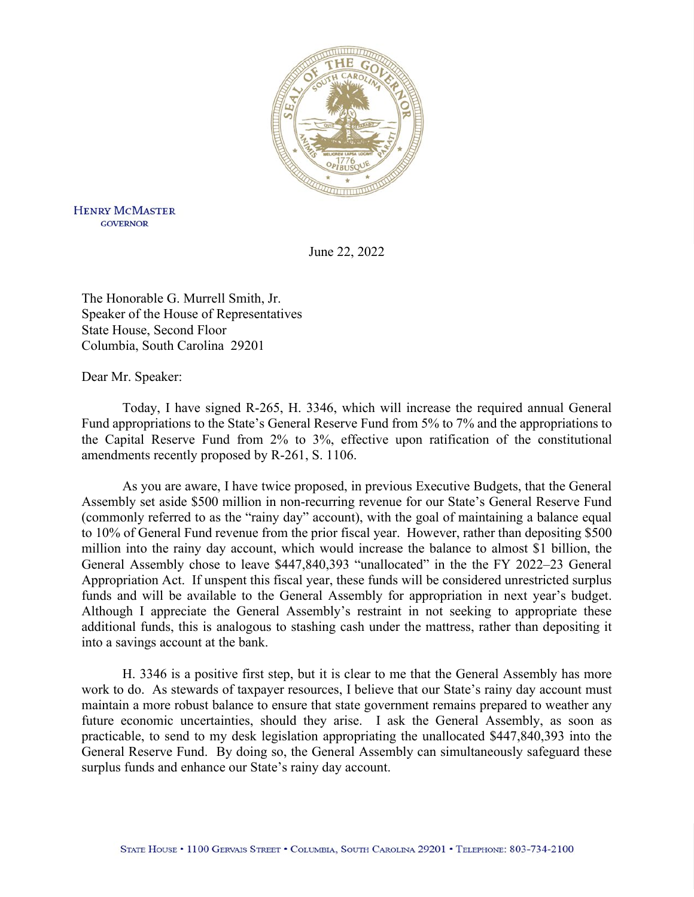HENRY MCMASTER
GOVERNOR

June 22, 2022

The Honorable G. Murrell Smith, Jr.
Speaker of the House of Representatives
State House, Second Floor
Columbia, South Carolina 29201

Dear Mr. Speaker:

Today, I have signed R-265, H. 3346, which will increase the required annual General Fund appropriations to the State's General Reserve Fund from 5% to 7% and the appropriations to the Capital Reserve Fund from 2% to 3%, effective upon ratification of the constitutional amendments recently proposed by R-261, S. 1106.

As you are aware, I have twice proposed, in previous Executive Budgets, that the General Assembly set aside $500 million in non-recurring revenue for our State's General Reserve Fund (commonly referred to as the "rainy day" account), with the goal of maintaining a balance equal to 10% of General Fund revenue from the prior fiscal year. However, rather than depositing $500 million into the rainy day account, which would increase the balance to almost $1 billion, the General Assembly chose to leave $447,840,393 "unallocated" in the the FY 2022–23 General Appropriation Act. If unspent this fiscal year, these funds will be considered unrestricted surplus funds and will be available to the General Assembly for appropriation in next year's budget. Although I appreciate the General Assembly's restraint in not seeking to appropriate these additional funds, this is analogous to stashing cash under the mattress, rather than depositing it into a savings account at the bank.

H. 3346 is a positive first step, but it is clear to me that the General Assembly has more work to do. As stewards of taxpayer resources, I believe that our State's rainy day account must maintain a more robust balance to ensure that state government remains prepared to weather any future economic uncertainties, should they arise. I ask the General Assembly, as soon as practicable, to send to my desk legislation appropriating the unallocated $447,840,393 into the General Reserve Fund. By doing so, the General Assembly can simultaneously safeguard these surplus funds and enhance our State's rainy day account.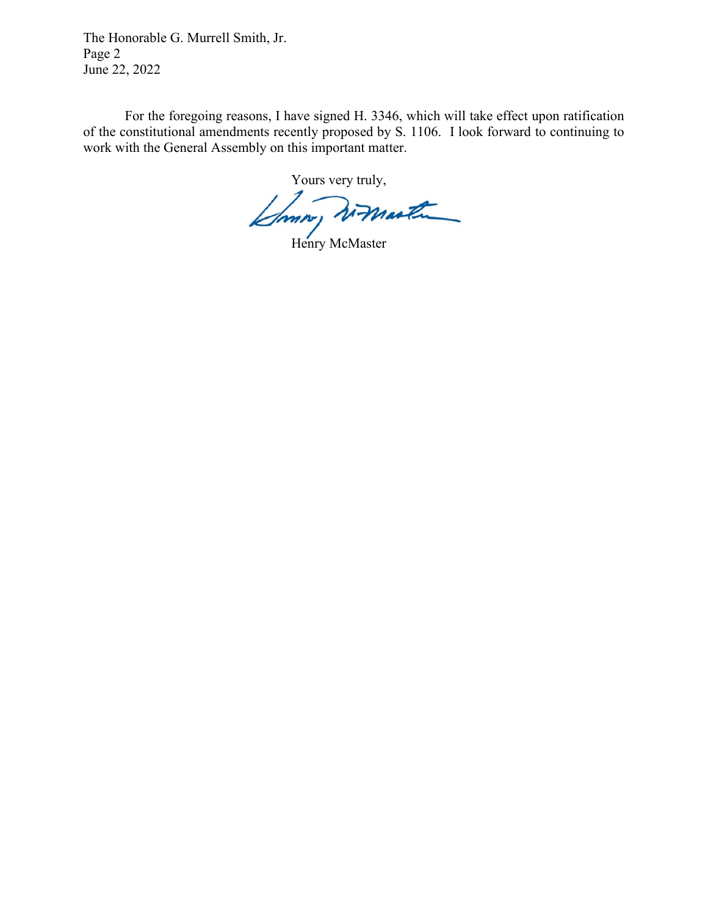For the foregoing reasons, I have signed H. 3346, which will take effect upon ratification of the constitutional amendments recently proposed by S. 1106. I look forward to continuing to work with the General Assembly on this important matter.

Yours very truly,

Henry McMaster